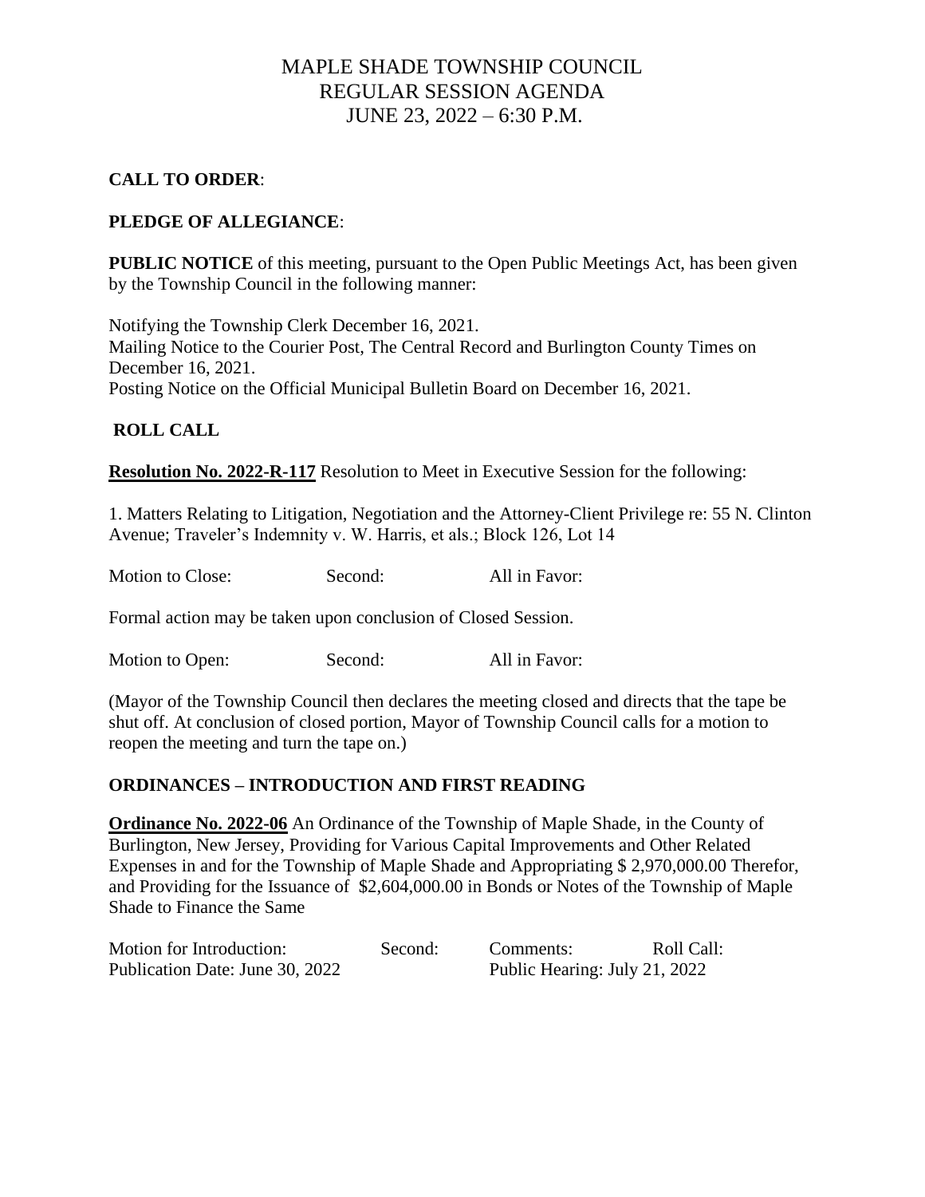# MAPLE SHADE TOWNSHIP COUNCIL
## REGULAR SESSION AGENDA
## JUNE 23, 2022 – 6:30 P.M.

**CALL TO ORDER**:

**PLEDGE OF ALLEGIANCE**:

**PUBLIC NOTICE** of this meeting, pursuant to the Open Public Meetings Act, has been given by the Township Council in the following manner:

Notifying the Township Clerk December 16, 2021.
Mailing Notice to the Courier Post, The Central Record and Burlington County Times on December 16, 2021.
Posting Notice on the Official Municipal Bulletin Board on December 16, 2021.

**ROLL CALL**

**Resolution No. 2022-R-117** Resolution to Meet in Executive Session for the following:

1. Matters Relating to Litigation, Negotiation and the Attorney-Client Privilege re: 55 N. Clinton Avenue; Traveler's Indemnity v. W. Harris, et als.; Block 126, Lot 14

Motion to Close: Second: All in Favor:

Formal action may be taken upon conclusion of Closed Session.

Motion to Open: Second: All in Favor:

(Mayor of the Township Council then declares the meeting closed and directs that the tape be shut off. At conclusion of closed portion, Mayor of Township Council calls for a motion to reopen the meeting and turn the tape on.)

**ORDINANCES – INTRODUCTION AND FIRST READING**

**Ordinance No. 2022-06** An Ordinance of the Township of Maple Shade, in the County of Burlington, New Jersey, Providing for Various Capital Improvements and Other Related Expenses in and for the Township of Maple Shade and Appropriating $ 2,970,000.00 Therefor, and Providing for the Issuance of $2,604,000.00 in Bonds or Notes of the Township of Maple Shade to Finance the Same

Motion for Introduction: Second: Comments: Roll Call:
Publication Date: June 30, 2022 Public Hearing: July 21, 2022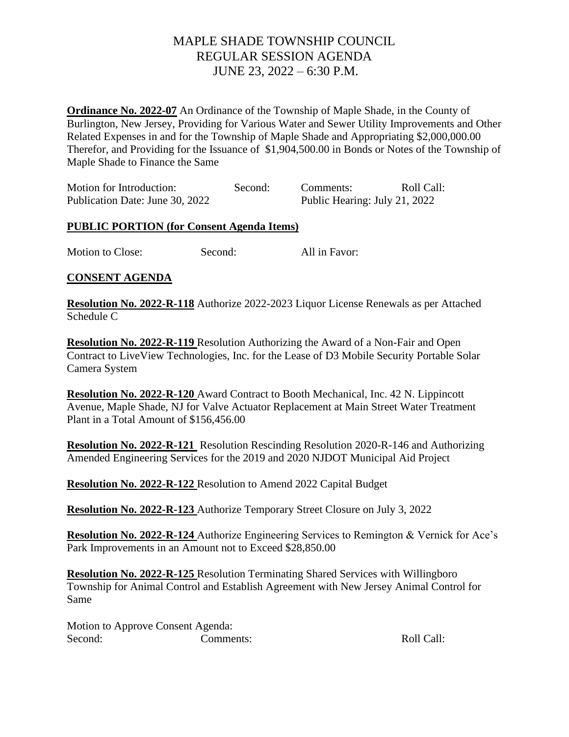# MAPLE SHADE TOWNSHIP COUNCIL
## REGULAR SESSION AGENDA
## JUNE 23, 2022 – 6:30 P.M.

**Ordinance No. 2022-07** An Ordinance of the Township of Maple Shade, in the County of Burlington, New Jersey, Providing for Various Water and Sewer Utility Improvements and Other Related Expenses in and for the Township of Maple Shade and Appropriating $2,000,000.00 Therefor, and Providing for the Issuance of $1,904,500.00 in Bonds or Notes of the Township of Maple Shade to Finance the Same

Motion for Introduction: Second: Comments: Roll Call:
Publication Date: June 30, 2022 Public Hearing: July 21, 2022

**PUBLIC PORTION (for Consent Agenda Items)**

Motion to Close: Second: All in Favor:

**CONSENT AGENDA**

**Resolution No. 2022-R-118** Authorize 2022-2023 Liquor License Renewals as per Attached Schedule C

**Resolution No. 2022-R-119** Resolution Authorizing the Award of a Non-Fair and Open Contract to LiveView Technologies, Inc. for the Lease of D3 Mobile Security Portable Solar Camera System

**Resolution No. 2022-R-120** Award Contract to Booth Mechanical, Inc. 42 N. Lippincott Avenue, Maple Shade, NJ for Valve Actuator Replacement at Main Street Water Treatment Plant in a Total Amount of $156,456.00

**Resolution No. 2022-R-121** Resolution Rescinding Resolution 2020-R-146 and Authorizing Amended Engineering Services for the 2019 and 2020 NJDOT Municipal Aid Project

**Resolution No. 2022-R-122** Resolution to Amend 2022 Capital Budget

**Resolution No. 2022-R-123** Authorize Temporary Street Closure on July 3, 2022

**Resolution No. 2022-R-124** Authorize Engineering Services to Remington & Vernick for Ace's Park Improvements in an Amount not to Exceed $28,850.00

**Resolution No. 2022-R-125** Resolution Terminating Shared Services with Willingboro Township for Animal Control and Establish Agreement with New Jersey Animal Control for Same

Motion to Approve Consent Agenda:
Second: Comments: Roll Call: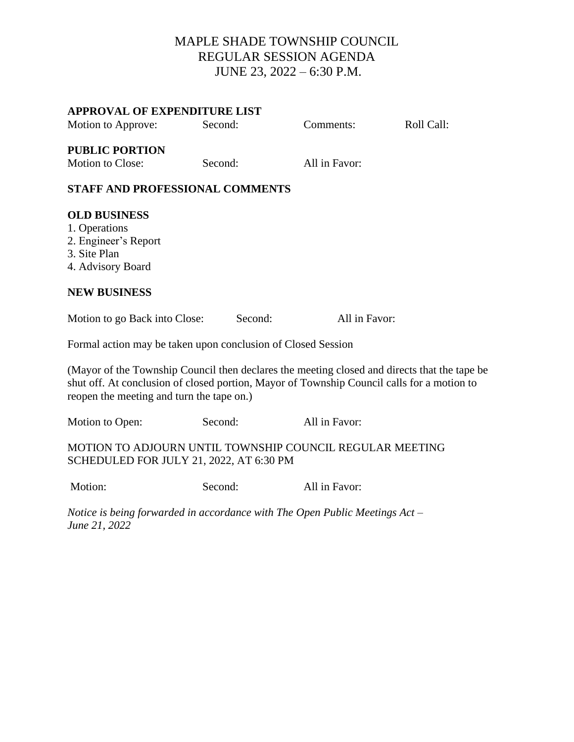MAPLE SHADE TOWNSHIP COUNCIL
REGULAR SESSION AGENDA
JUNE 23, 2022 – 6:30 P.M.

**APPROVAL OF EXPENDITURE LIST**

Motion to Approve: Second: Comments: Roll Call:

**PUBLIC PORTION**

Motion to Close: Second: All in Favor:

**STAFF AND PROFESSIONAL COMMENTS**

**OLD BUSINESS**

1. Operations
2. Engineer's Report
3. Site Plan
4. Advisory Board

**NEW BUSINESS**

Motion to go Back into Close: Second: All in Favor:

Formal action may be taken upon conclusion of Closed Session

(Mayor of the Township Council then declares the meeting closed and directs that the tape be shut off. At conclusion of closed portion, Mayor of Township Council calls for a motion to reopen the meeting and turn the tape on.)

Motion to Open: Second: All in Favor:

MOTION TO ADJOURN UNTIL TOWNSHIP COUNCIL REGULAR MEETING SCHEDULED FOR JULY 21, 2022, AT 6:30 PM

Motion: Second: All in Favor:

*Notice is being forwarded in accordance with The Open Public Meetings Act – June 21, 2022*